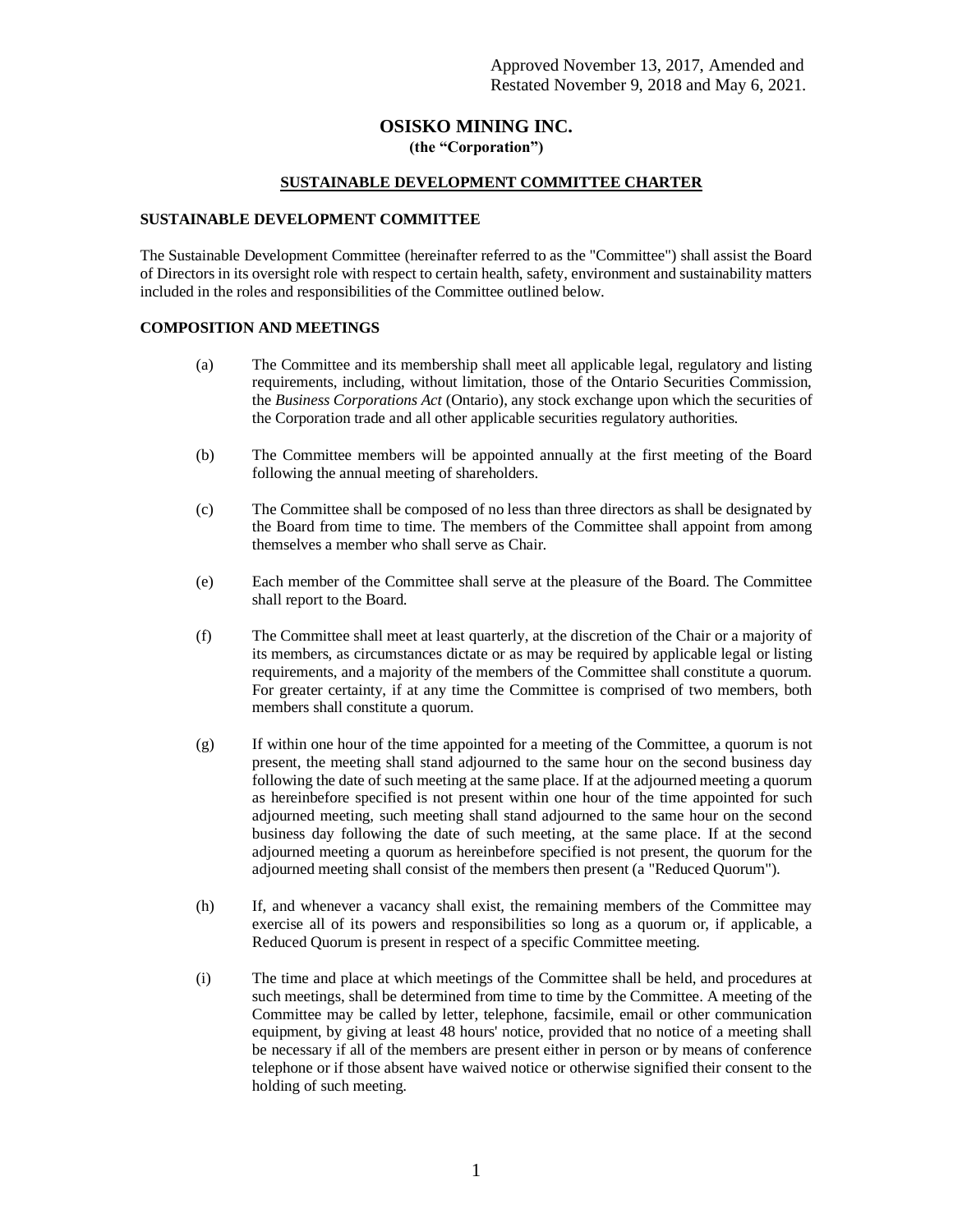Approved November 13, 2017, Amended and Restated November 9, 2018 and May 6, 2021.

# OSISKO MINING INC.

**(the "Corporation")**

## SUSTAINABLE DEVELOPMENT COMMITTEE CHARTER

### SUSTAINABLE DEVELOPMENT COMMITTEE

The Sustainable Development Committee (hereinafter referred to as the "Committee") shall assist the Board of Directors in its oversight role with respect to certain health, safety, environment and sustainability matters included in the roles and responsibilities of the Committee outlined below.

### COMPOSITION AND MEETINGS

(a) The Committee and its membership shall meet all applicable legal, regulatory and listing requirements, including, without limitation, those of the Ontario Securities Commission, the *Business Corporations Act* (Ontario), any stock exchange upon which the securities of the Corporation trade and all other applicable securities regulatory authorities.

(b) The Committee members will be appointed annually at the first meeting of the Board following the annual meeting of shareholders.

(c) The Committee shall be composed of no less than three directors as shall be designated by the Board from time to time. The members of the Committee shall appoint from among themselves a member who shall serve as Chair.

(e) Each member of the Committee shall serve at the pleasure of the Board. The Committee shall report to the Board.

(f) The Committee shall meet at least quarterly, at the discretion of the Chair or a majority of its members, as circumstances dictate or as may be required by applicable legal or listing requirements, and a majority of the members of the Committee shall constitute a quorum. For greater certainty, if at any time the Committee is comprised of two members, both members shall constitute a quorum.

(g) If within one hour of the time appointed for a meeting of the Committee, a quorum is not present, the meeting shall stand adjourned to the same hour on the second business day following the date of such meeting at the same place. If at the adjourned meeting a quorum as hereinbefore specified is not present within one hour of the time appointed for such adjourned meeting, such meeting shall stand adjourned to the same hour on the second business day following the date of such meeting, at the same place. If at the second adjourned meeting a quorum as hereinbefore specified is not present, the quorum for the adjourned meeting shall consist of the members then present (a "Reduced Quorum").

(h) If, and whenever a vacancy shall exist, the remaining members of the Committee may exercise all of its powers and responsibilities so long as a quorum or, if applicable, a Reduced Quorum is present in respect of a specific Committee meeting.

(i) The time and place at which meetings of the Committee shall be held, and procedures at such meetings, shall be determined from time to time by the Committee. A meeting of the Committee may be called by letter, telephone, facsimile, email or other communication equipment, by giving at least 48 hours' notice, provided that no notice of a meeting shall be necessary if all of the members are present either in person or by means of conference telephone or if those absent have waived notice or otherwise signified their consent to the holding of such meeting.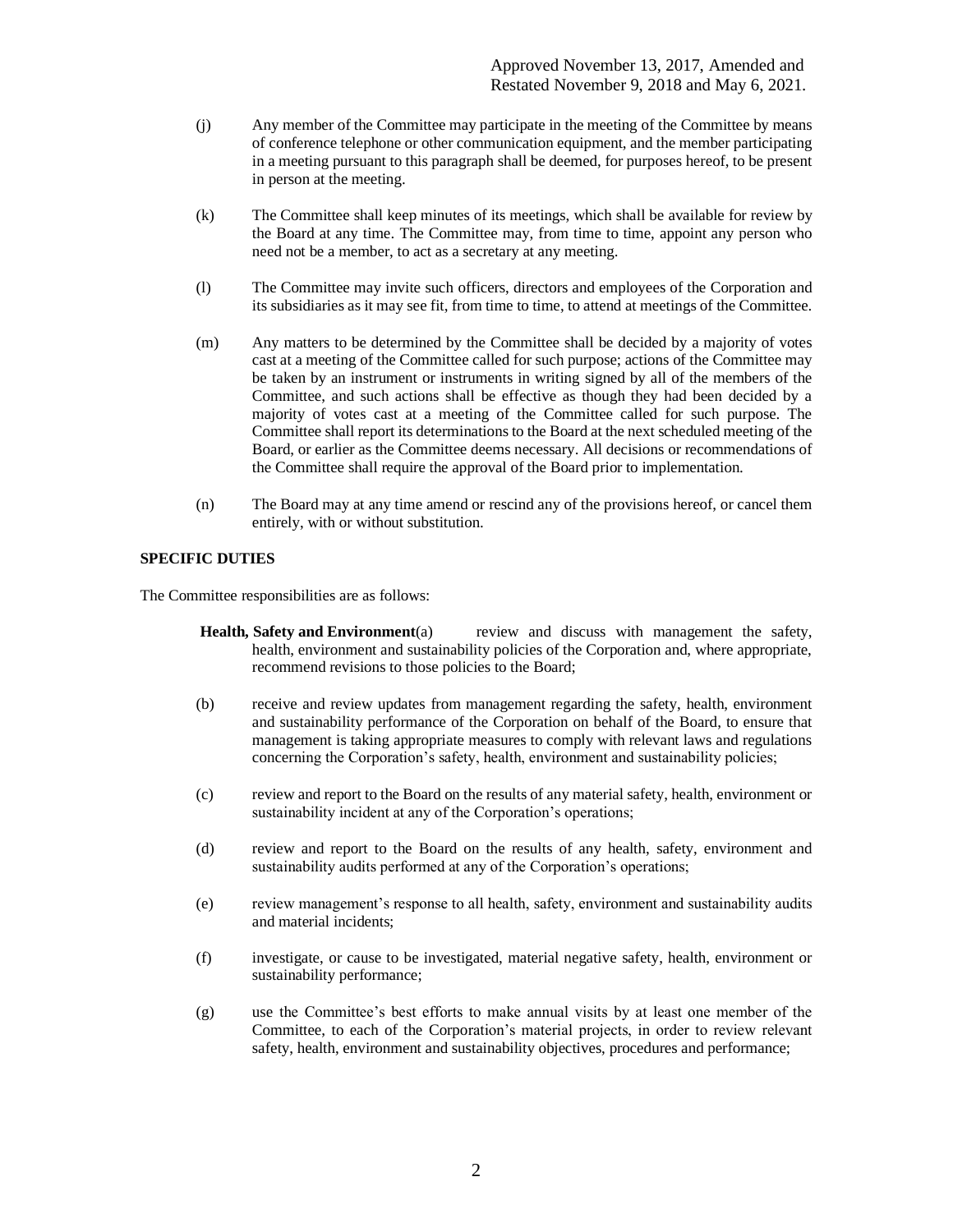Approved November 13, 2017, Amended and Restated November 9, 2018 and May 6, 2021.

(j) Any member of the Committee may participate in the meeting of the Committee by means of conference telephone or other communication equipment, and the member participating in a meeting pursuant to this paragraph shall be deemed, for purposes hereof, to be present in person at the meeting.

(k) The Committee shall keep minutes of its meetings, which shall be available for review by the Board at any time. The Committee may, from time to time, appoint any person who need not be a member, to act as a secretary at any meeting.

(l) The Committee may invite such officers, directors and employees of the Corporation and its subsidiaries as it may see fit, from time to time, to attend at meetings of the Committee.

(m) Any matters to be determined by the Committee shall be decided by a majority of votes cast at a meeting of the Committee called for such purpose; actions of the Committee may be taken by an instrument or instruments in writing signed by all of the members of the Committee, and such actions shall be effective as though they had been decided by a majority of votes cast at a meeting of the Committee called for such purpose. The Committee shall report its determinations to the Board at the next scheduled meeting of the Board, or earlier as the Committee deems necessary. All decisions or recommendations of the Committee shall require the approval of the Board prior to implementation.

(n) The Board may at any time amend or rescind any of the provisions hereof, or cancel them entirely, with or without substitution.

**SPECIFIC DUTIES**

The Committee responsibilities are as follows:

**Health, Safety and Environment**

(a) review and discuss with management the safety, health, environment and sustainability policies of the Corporation and, where appropriate, recommend revisions to those policies to the Board;

(b) receive and review updates from management regarding the safety, health, environment and sustainability performance of the Corporation on behalf of the Board, to ensure that management is taking appropriate measures to comply with relevant laws and regulations concerning the Corporation's safety, health, environment and sustainability policies;

(c) review and report to the Board on the results of any material safety, health, environment or sustainability incident at any of the Corporation's operations;

(d) review and report to the Board on the results of any health, safety, environment and sustainability audits performed at any of the Corporation's operations;

(e) review management's response to all health, safety, environment and sustainability audits and material incidents;

(f) investigate, or cause to be investigated, material negative safety, health, environment or sustainability performance;

(g) use the Committee's best efforts to make annual visits by at least one member of the Committee, to each of the Corporation's material projects, in order to review relevant safety, health, environment and sustainability objectives, procedures and performance;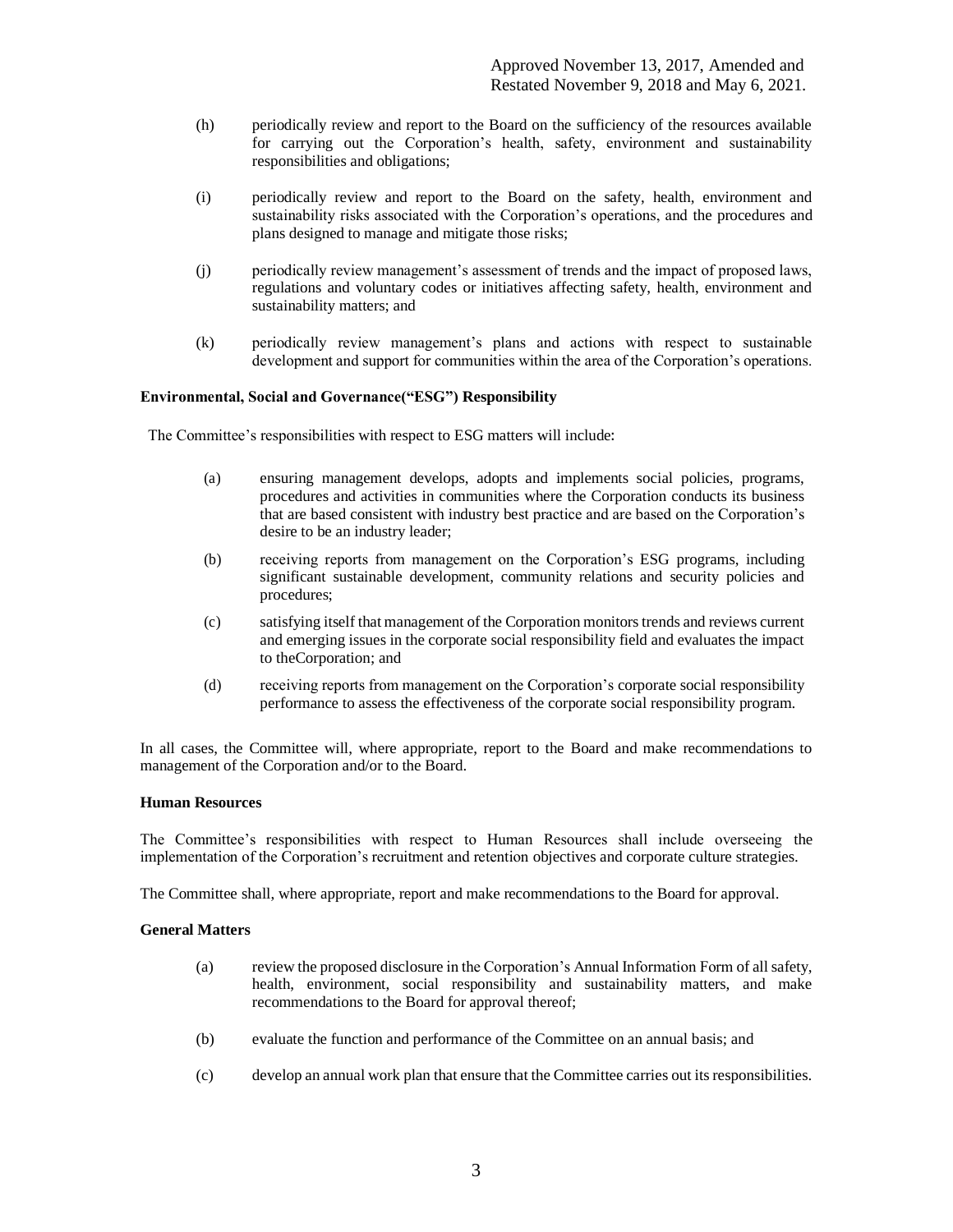Approved November 13, 2017, Amended and Restated November 9, 2018 and May 6, 2021.

(h) periodically review and report to the Board on the sufficiency of the resources available for carrying out the Corporation's health, safety, environment and sustainability responsibilities and obligations;

(i) periodically review and report to the Board on the safety, health, environment and sustainability risks associated with the Corporation's operations, and the procedures and plans designed to manage and mitigate those risks;

(j) periodically review management's assessment of trends and the impact of proposed laws, regulations and voluntary codes or initiatives affecting safety, health, environment and sustainability matters; and

(k) periodically review management's plans and actions with respect to sustainable development and support for communities within the area of the Corporation's operations.

**Environmental, Social and Governance("ESG") Responsibility**

The Committee's responsibilities with respect to ESG matters will include:

(a) ensuring management develops, adopts and implements social policies, programs, procedures and activities in communities where the Corporation conducts its business that are based consistent with industry best practice and are based on the Corporation's desire to be an industry leader;

(b) receiving reports from management on the Corporation's ESG programs, including significant sustainable development, community relations and security policies and procedures;

(c) satisfying itself that management of the Corporation monitors trends and reviews current and emerging issues in the corporate social responsibility field and evaluates the impact to theCorporation; and

(d) receiving reports from management on the Corporation's corporate social responsibility performance to assess the effectiveness of the corporate social responsibility program.

In all cases, the Committee will, where appropriate, report to the Board and make recommendations to management of the Corporation and/or to the Board.

**Human Resources**

The Committee's responsibilities with respect to Human Resources shall include overseeing the implementation of the Corporation's recruitment and retention objectives and corporate culture strategies.

The Committee shall, where appropriate, report and make recommendations to the Board for approval.

**General Matters**

(a) review the proposed disclosure in the Corporation's Annual Information Form of all safety, health, environment, social responsibility and sustainability matters, and make recommendations to the Board for approval thereof;

(b) evaluate the function and performance of the Committee on an annual basis; and

(c) develop an annual work plan that ensure that the Committee carries out its responsibilities.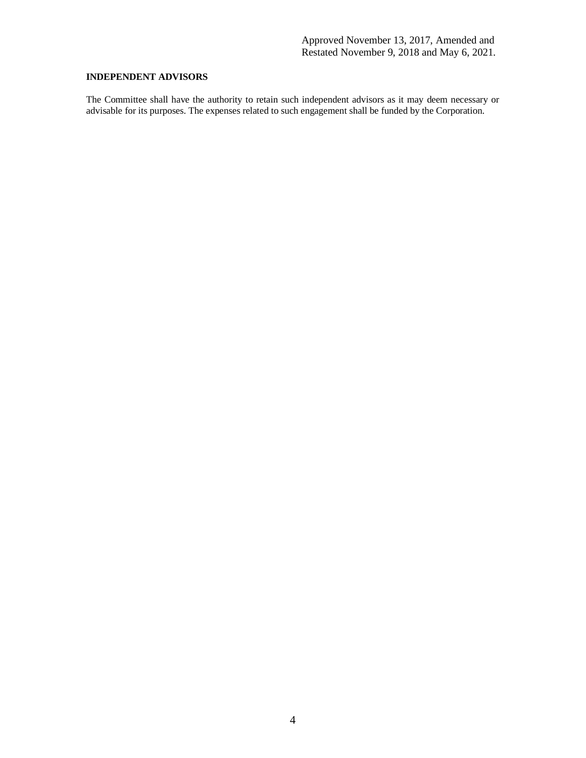**INDEPENDENT ADVISORS**

The Committee shall have the authority to retain such independent advisors as it may deem necessary or advisable for its purposes. The expenses related to such engagement shall be funded by the Corporation.